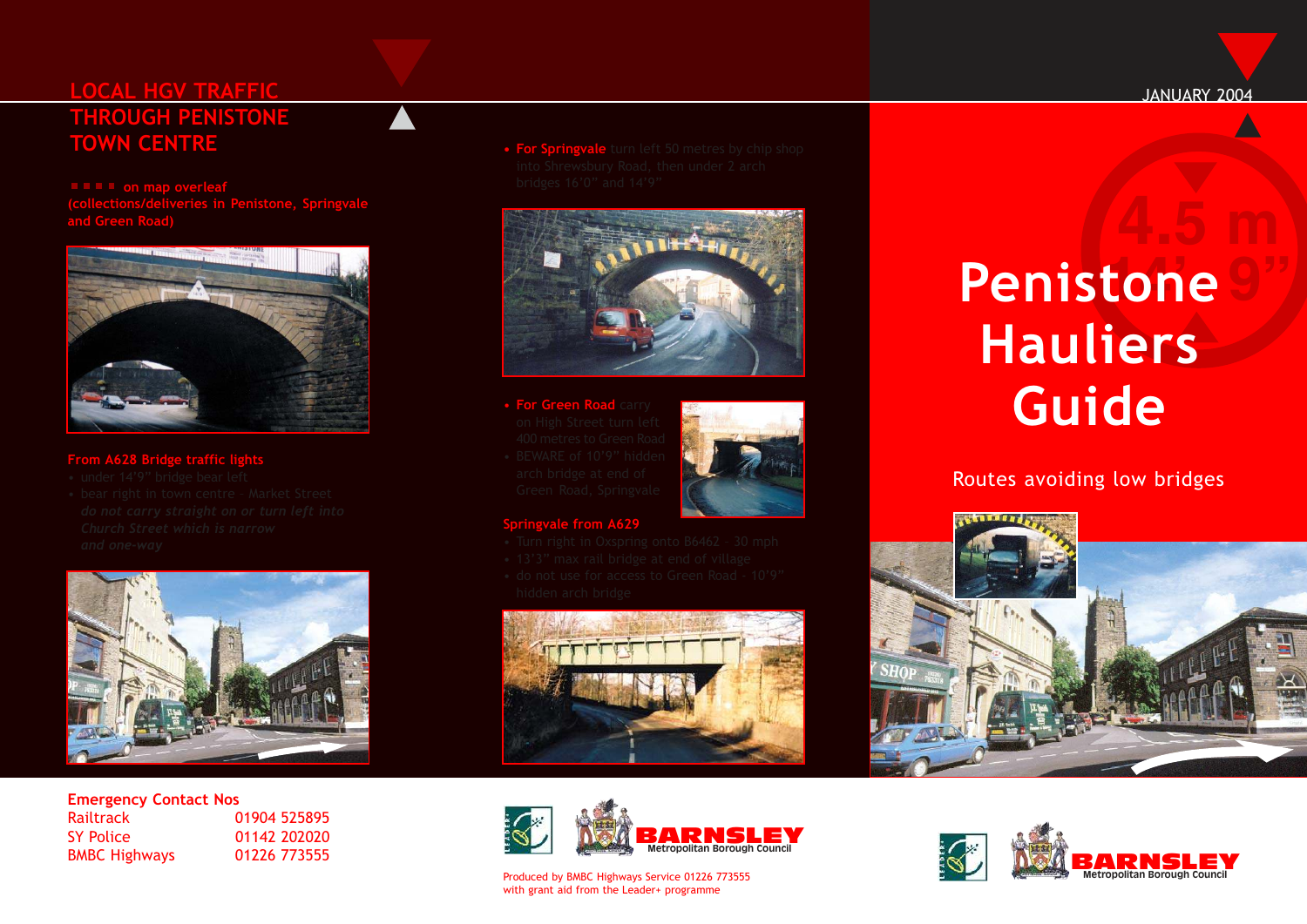## LOCAL HGV TRAFFIC THROUGH PENISTONE TOWN CENTRE

■ ■ ■ ■ on map overleaf
(collections/deliveries in Penistone, Springvale and Green Road)

**From A628 Bridge traffic lights**

- under 14'9" bridge bear left
- bear right in town centre – Market Street *do not carry straight on or turn left into Church Street which is narrow and one-way*

- **For Springvale** turn left 50 metres by chip shop into Shrewsbury Road, then under 2 arch bridges 16'0" and 14'9"

- **For Green Road** carry on High Street turn left 400 metres to Green Road
- BEWARE of 10'9" hidden arch bridge at end of Green Road, Springvale

**Springvale from A629**

- Turn right in Oxspring onto B6462 - 30 mph
- 13'3" max rail bridge at end of village
- do not use for access to Green Road - 10'9" hidden arch bridge

**Emergency Contact Nos**

| | |
|---|---|
| Railtrack | 01904 525895 |
| SY Police | 01142 202020 |
| BMBC Highways | 01226 773555 |

BARNSLEY Metropolitan Borough Council

Produced by BMBC Highways Service 01226 773555
with grant aid from the Leader+ programme

JANUARY 2004

# Penistone Hauliers Guide

Routes avoiding low bridges

BARNSLEY Metropolitan Borough Council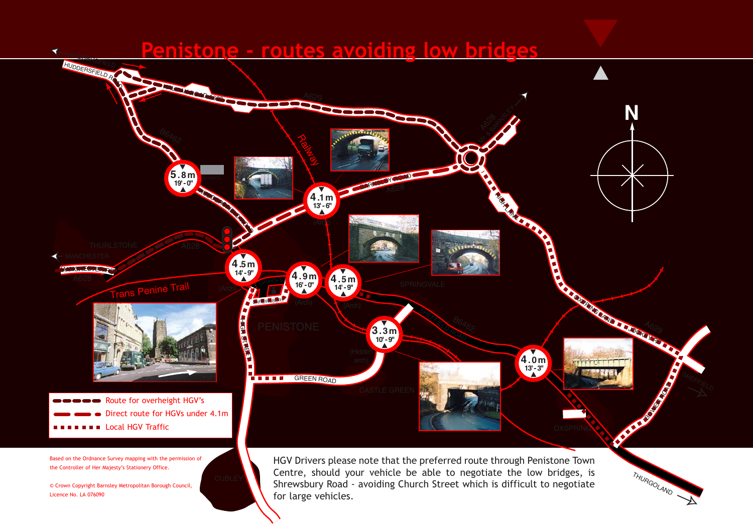# Penistone - routes avoiding low bridges

HUDDERSFIELD

HUDDERSFIELD ROAD

A629

B6462

A628 BARNSLEY

5.8m 19'-0"

SCHOOL

Railway

BARNSLEY ROAD

A628

4.1m 13'-6"

(Arch)

THURLSTONE

A628

MANCHESTER

MANCHESTER ROAD

A628

4.5m 14'-9"

(Arch)

4.9m 16'-0"

(Arch)

4.5m 14'-9"

(Arch)

SHREWSBURY

CHURCH ST

Trans Penine Trail

SPRINGVALE

PENISTONE

HIGH STREET

SHEFFIELD ROAD

B6462

3.3m 10'-9"

(Hidden arch)

GREEN ROAD

CASTLE GREEN

HIGH LANE

OXSPRING LANE

A629

JOCKEY ROAD

4.0m 13'-3"

SHEFFIELD

BOWER ROAD

OXSPRING

THURGOLAND

CUBLEY

N

Route for overheight HGV's

Direct route for HGVs under 4.1m

Local HGV Traffic

Based on the Ordnance Survey mapping with the permission of the Controller of Her Majesty's Stationery Office.

© Crown Copyright Barnsley Metropolitan Borough Council, Licence No. LA 076090

HGV Drivers please note that the preferred route through Penistone Town Centre, should your vehicle be able to negotiate the low bridges, is Shrewsbury Road - avoiding Church Street which is difficult to negotiate for large vehicles.